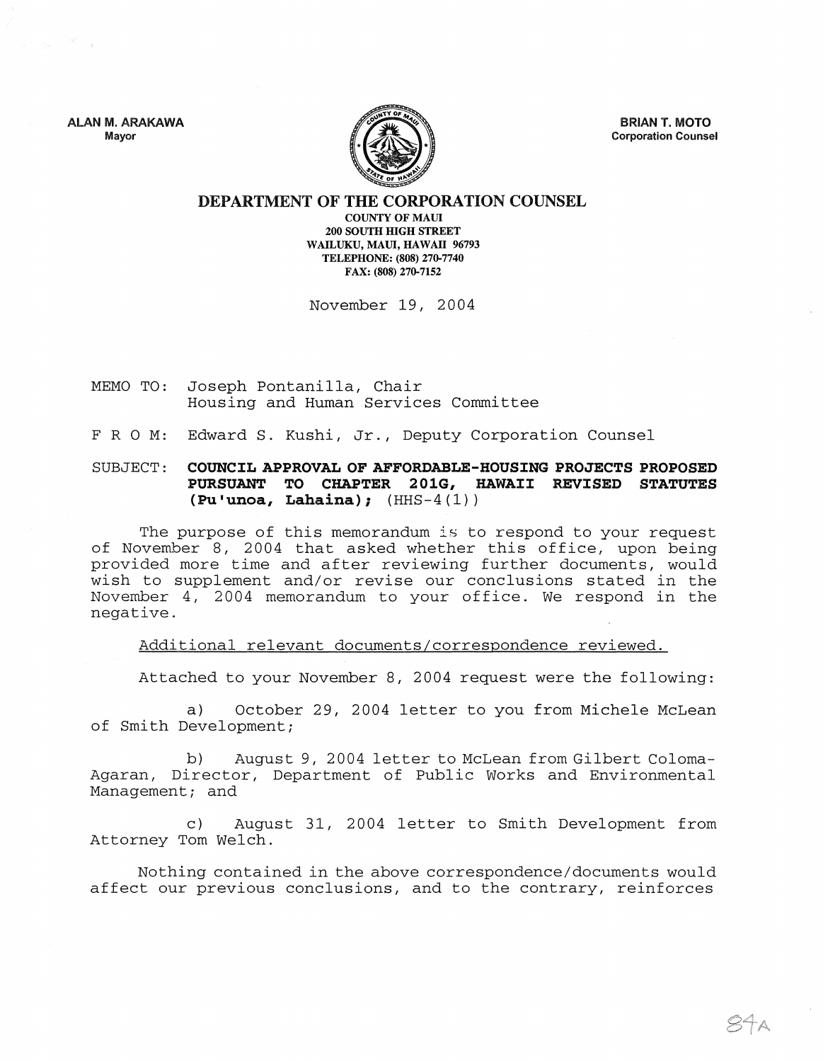**ALAN M. ARAKAWA**
Mayor

**BRIAN T. MOTO**
Corporation Counsel

# DEPARTMENT OF THE CORPORATION COUNSEL

**COUNTY OF MAUI**
**200 SOUTH HIGH STREET**
**WAILUKU, MAUI, HAWAII 96793**
**TELEPHONE: (808) 270-7740**
**FAX: (808) 270-7152**

November 19, 2004

MEMO TO: Joseph Pontanilla, Chair
Housing and Human Services Committee

F R O M: Edward S. Kushi, Jr., Deputy Corporation Counsel

SUBJECT: **COUNCIL APPROVAL OF AFFORDABLE-HOUSING PROJECTS PROPOSED PURSUANT TO CHAPTER 201G, HAWAII REVISED STATUTES (Pu'unoa, Lahaina);** (HHS-4(1))

The purpose of this memorandum is to respond to your request of November 8, 2004 that asked whether this office, upon being provided more time and after reviewing further documents, would wish to supplement and/or revise our conclusions stated in the November 4, 2004 memorandum to your office. We respond in the negative.

Additional relevant documents/correspondence reviewed.

Attached to your November 8, 2004 request were the following:

a) October 29, 2004 letter to you from Michele McLean of Smith Development;

b) August 9, 2004 letter to McLean from Gilbert Coloma-Agaran, Director, Department of Public Works and Environmental Management; and

c) August 31, 2004 letter to Smith Development from Attorney Tom Welch.

Nothing contained in the above correspondence/documents would affect our previous conclusions, and to the contrary, reinforces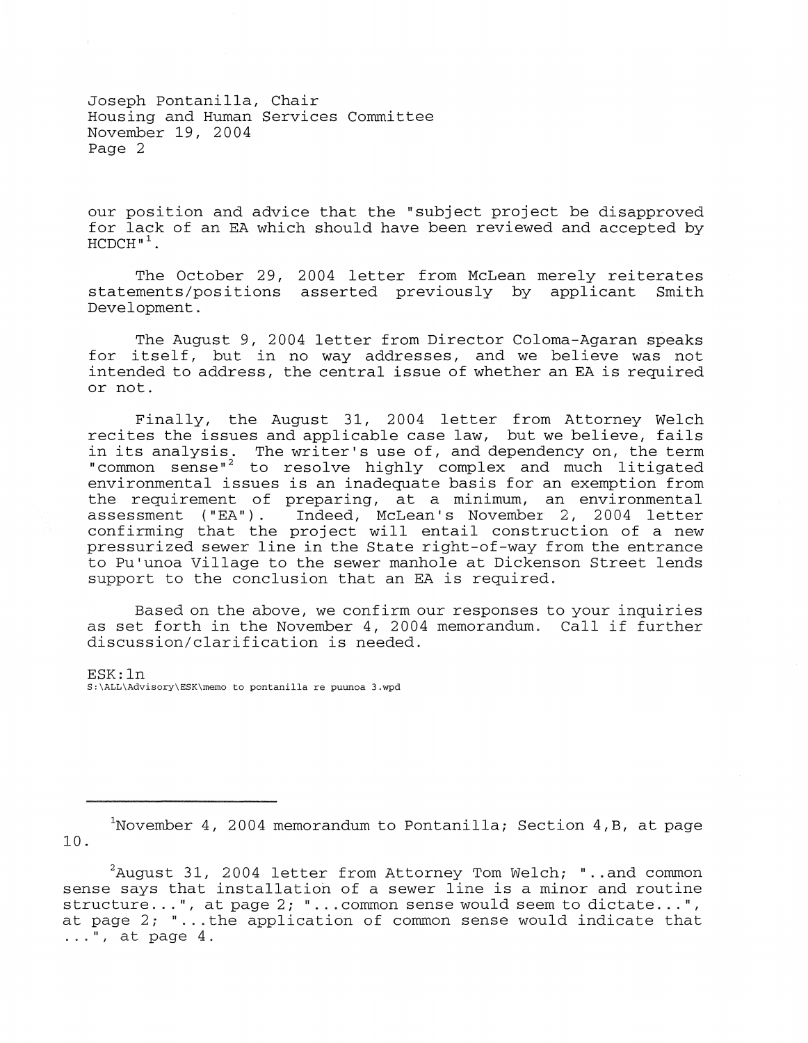our position and advice that the "subject project be disapproved for lack of an EA which should have been reviewed and accepted by HCDCH"[1].

The October 29, 2004 letter from McLean merely reiterates statements/positions asserted previously by applicant Smith Development.

The August 9, 2004 letter from Director Coloma-Agaran speaks for itself, but in no way addresses, and we believe was not intended to address, the central issue of whether an EA is required or not.

Finally, the August 31, 2004 letter from Attorney Welch recites the issues and applicable case law, but we believe, fails in its analysis. The writer's use of, and dependency on, the term "common sense"[2] to resolve highly complex and much litigated environmental issues is an inadequate basis for an exemption from the requirement of preparing, at a minimum, an environmental assessment ("EA"). Indeed, McLean's November 2, 2004 letter confirming that the project will entail construction of a new pressurized sewer line in the State right-of-way from the entrance to Pu'unoa Village to the sewer manhole at Dickenson Street lends support to the conclusion that an EA is required.

Based on the above, we confirm our responses to your inquiries as set forth in the November 4, 2004 memorandum. Call if further discussion/clarification is needed.

ESK:ln
S:\ALL\Advisory\ESK\memo to pontanilla re puunoa 3.wpd

---

[1]November 4, 2004 memorandum to Pontanilla; Section 4,B, at page 10.

[2]August 31, 2004 letter from Attorney Tom Welch; "..and common sense says that installation of a sewer line is a minor and routine structure...", at page 2; "...common sense would seem to dictate...", at page 2; "...the application of common sense would indicate that ...", at page 4.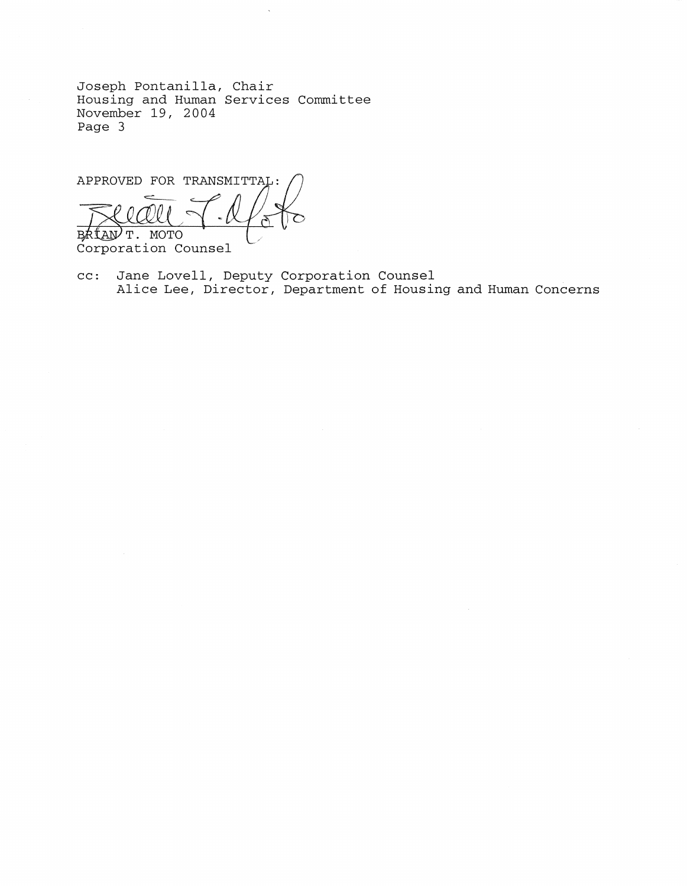Joseph Pontanilla, Chair
Housing and Human Services Committee
November 19, 2004

APPROVED FOR TRANSMITTAL:

BRIAN T. MOTO
Corporation Counsel

cc: Jane Lovell, Deputy Corporation Counsel
Alice Lee, Director, Department of Housing and Human Concerns